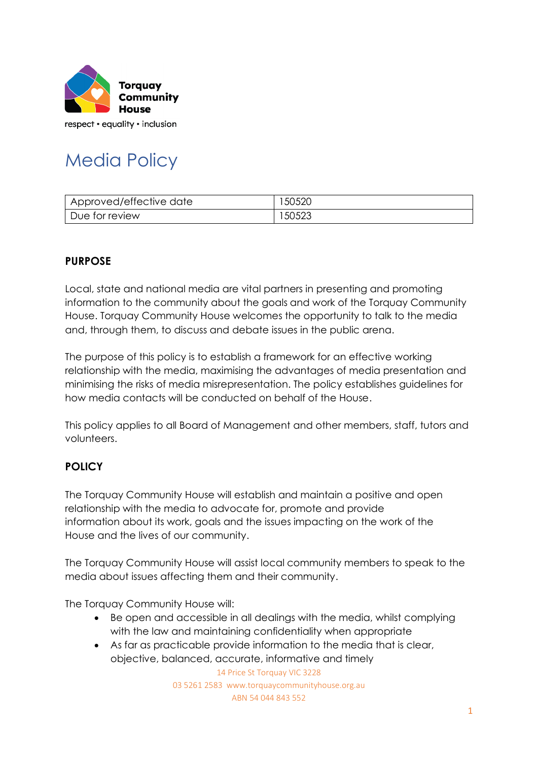Torquay Community House

respect • equality • inclusion

# Media Policy

| Approved/effective date | 150520 |
|---|---|
| Due for review | 150523 |

## PURPOSE

Local, state and national media are vital partners in presenting and promoting information to the community about the goals and work of the Torquay Community House. Torquay Community House welcomes the opportunity to talk to the media and, through them, to discuss and debate issues in the public arena.

The purpose of this policy is to establish a framework for an effective working relationship with the media, maximising the advantages of media presentation and minimising the risks of media misrepresentation. The policy establishes guidelines for how media contacts will be conducted on behalf of the House.

This policy applies to all Board of Management and other members, staff, tutors and volunteers.

## POLICY

The Torquay Community House will establish and maintain a positive and open relationship with the media to advocate for, promote and provide information about its work, goals and the issues impacting on the work of the House and the lives of our community.

The Torquay Community House will assist local community members to speak to the media about issues affecting them and their community.

The Torquay Community House will:

- Be open and accessible in all dealings with the media, whilst complying with the law and maintaining confidentiality when appropriate
- As far as practicable provide information to the media that is clear, objective, balanced, accurate, informative and timely

14 Price St Torquay VIC 3228
03 5261 2583 www.torquaycommunityhouse.org.au
ABN 54 044 843 552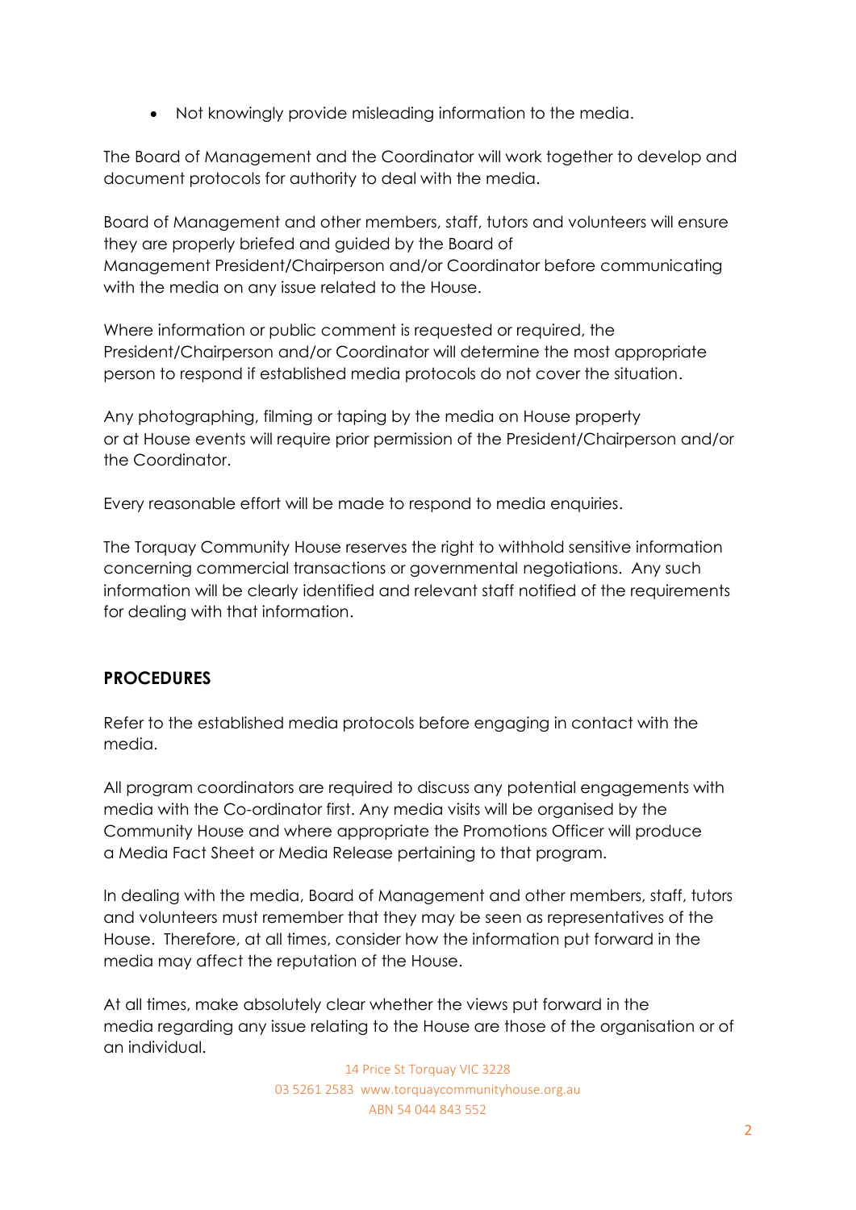- Not knowingly provide misleading information to the media.

The Board of Management and the Coordinator will work together to develop and document protocols for authority to deal with the media.

Board of Management and other members, staff, tutors and volunteers will ensure they are properly briefed and guided by the Board of Management President/Chairperson and/or Coordinator before communicating with the media on any issue related to the House.

Where information or public comment is requested or required, the President/Chairperson and/or Coordinator will determine the most appropriate person to respond if established media protocols do not cover the situation.

Any photographing, filming or taping by the media on House property or at House events will require prior permission of the President/Chairperson and/or the Coordinator.

Every reasonable effort will be made to respond to media enquiries.

The Torquay Community House reserves the right to withhold sensitive information concerning commercial transactions or governmental negotiations. Any such information will be clearly identified and relevant staff notified of the requirements for dealing with that information.

## PROCEDURES

Refer to the established media protocols before engaging in contact with the media.

All program coordinators are required to discuss any potential engagements with media with the Co-ordinator first. Any media visits will be organised by the Community House and where appropriate the Promotions Officer will produce a Media Fact Sheet or Media Release pertaining to that program.

In dealing with the media, Board of Management and other members, staff, tutors and volunteers must remember that they may be seen as representatives of the House. Therefore, at all times, consider how the information put forward in the media may affect the reputation of the House.

At all times, make absolutely clear whether the views put forward in the media regarding any issue relating to the House are those of the organisation or of an individual.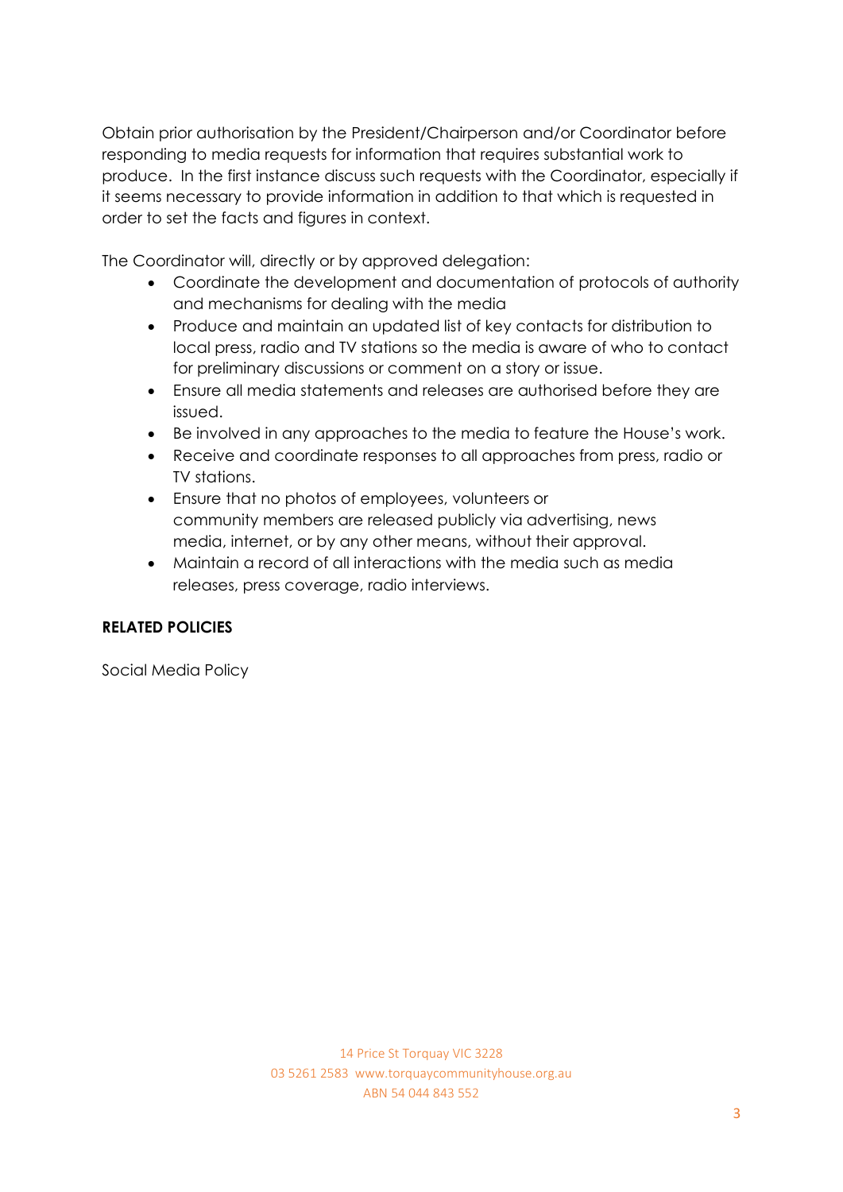Obtain prior authorisation by the President/Chairperson and/or Coordinator before responding to media requests for information that requires substantial work to produce. In the first instance discuss such requests with the Coordinator, especially if it seems necessary to provide information in addition to that which is requested in order to set the facts and figures in context.

The Coordinator will, directly or by approved delegation:

- Coordinate the development and documentation of protocols of authority and mechanisms for dealing with the media
- Produce and maintain an updated list of key contacts for distribution to local press, radio and TV stations so the media is aware of who to contact for preliminary discussions or comment on a story or issue.
- Ensure all media statements and releases are authorised before they are issued.
- Be involved in any approaches to the media to feature the House's work.
- Receive and coordinate responses to all approaches from press, radio or TV stations.
- Ensure that no photos of employees, volunteers or community members are released publicly via advertising, news media, internet, or by any other means, without their approval.
- Maintain a record of all interactions with the media such as media releases, press coverage, radio interviews.

**RELATED POLICIES**

Social Media Policy